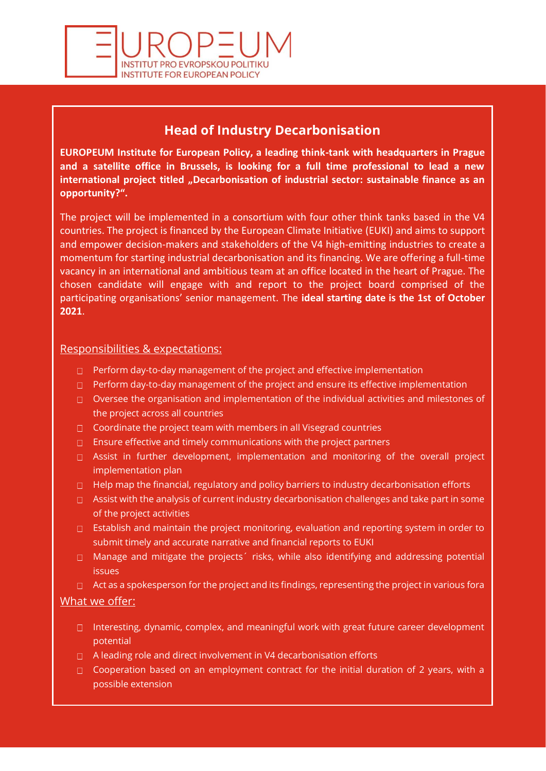EUROPEUM
INSTITUT PRO EVROPSKOU POLITIKU
INSTITUTE FOR EUROPEAN POLICY

## Head of Industry Decarbonisation

**EUROPEUM Institute for European Policy, a leading think-tank with headquarters in Prague and a satellite office in Brussels, is looking for a full time professional to lead a new international project titled „Decarbonisation of industrial sector: sustainable finance as an opportunity?".**

The project will be implemented in a consortium with four other think tanks based in the V4 countries. The project is financed by the European Climate Initiative (EUKI) and aims to support and empower decision-makers and stakeholders of the V4 high-emitting industries to create a momentum for starting industrial decarbonisation and its financing. We are offering a full-time vacancy in an international and ambitious team at an office located in the heart of Prague. The chosen candidate will engage with and report to the project board comprised of the participating organisations' senior management. The **ideal starting date is the 1st of October 2021**.

### Responsibilities & expectations:

- Perform day-to-day management of the project and effective implementation
- Perform day-to-day management of the project and ensure its effective implementation
- Oversee the organisation and implementation of the individual activities and milestones of the project across all countries
- Coordinate the project team with members in all Visegrad countries
- Ensure effective and timely communications with the project partners
- Assist in further development, implementation and monitoring of the overall project implementation plan
- Help map the financial, regulatory and policy barriers to industry decarbonisation efforts
- Assist with the analysis of current industry decarbonisation challenges and take part in some of the project activities
- Establish and maintain the project monitoring, evaluation and reporting system in order to submit timely and accurate narrative and financial reports to EUKI
- Manage and mitigate the projects´ risks, while also identifying and addressing potential issues
- Act as a spokesperson for the project and its findings, representing the project in various fora

### What we offer:

- Interesting, dynamic, complex, and meaningful work with great future career development potential
- A leading role and direct involvement in V4 decarbonisation efforts
- Cooperation based on an employment contract for the initial duration of 2 years, with a possible extension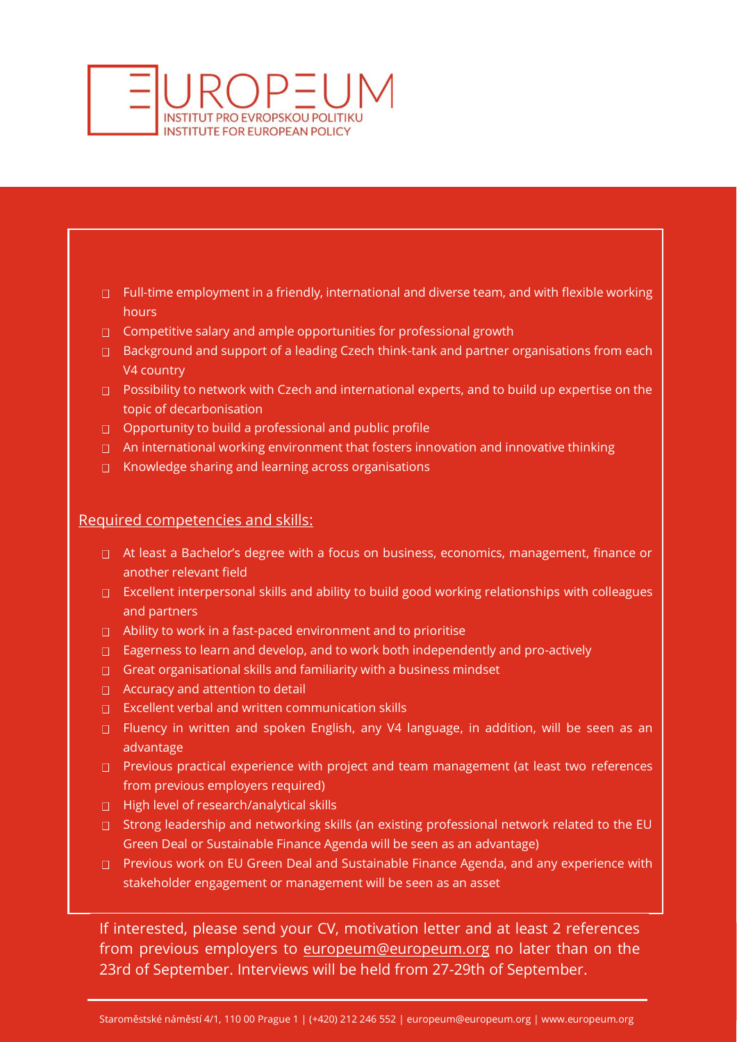EUROPEUM
INSTITUT PRO EVROPSKOU POLITIKU
INSTITUTE FOR EUROPEAN POLICY

- Full-time employment in a friendly, international and diverse team, and with flexible working hours
- Competitive salary and ample opportunities for professional growth
- Background and support of a leading Czech think-tank and partner organisations from each V4 country
- Possibility to network with Czech and international experts, and to build up expertise on the topic of decarbonisation
- Opportunity to build a professional and public profile
- An international working environment that fosters innovation and innovative thinking
- Knowledge sharing and learning across organisations

## Required competencies and skills:

- At least a Bachelor's degree with a focus on business, economics, management, finance or another relevant field
- Excellent interpersonal skills and ability to build good working relationships with colleagues and partners
- Ability to work in a fast-paced environment and to prioritise
- Eagerness to learn and develop, and to work both independently and pro-actively
- Great organisational skills and familiarity with a business mindset
- Accuracy and attention to detail
- Excellent verbal and written communication skills
- Fluency in written and spoken English, any V4 language, in addition, will be seen as an advantage
- Previous practical experience with project and team management (at least two references from previous employers required)
- High level of research/analytical skills
- Strong leadership and networking skills (an existing professional network related to the EU Green Deal or Sustainable Finance Agenda will be seen as an advantage)
- Previous work on EU Green Deal and Sustainable Finance Agenda, and any experience with stakeholder engagement or management will be seen as an asset

If interested, please send your CV, motivation letter and at least 2 references from previous employers to europeum@europeum.org no later than on the 23rd of September. Interviews will be held from 27-29th of September.

Staroměstské náměstí 4/1, 110 00 Prague 1 | (+420) 212 246 552 | europeum@europeum.org | www.europeum.org